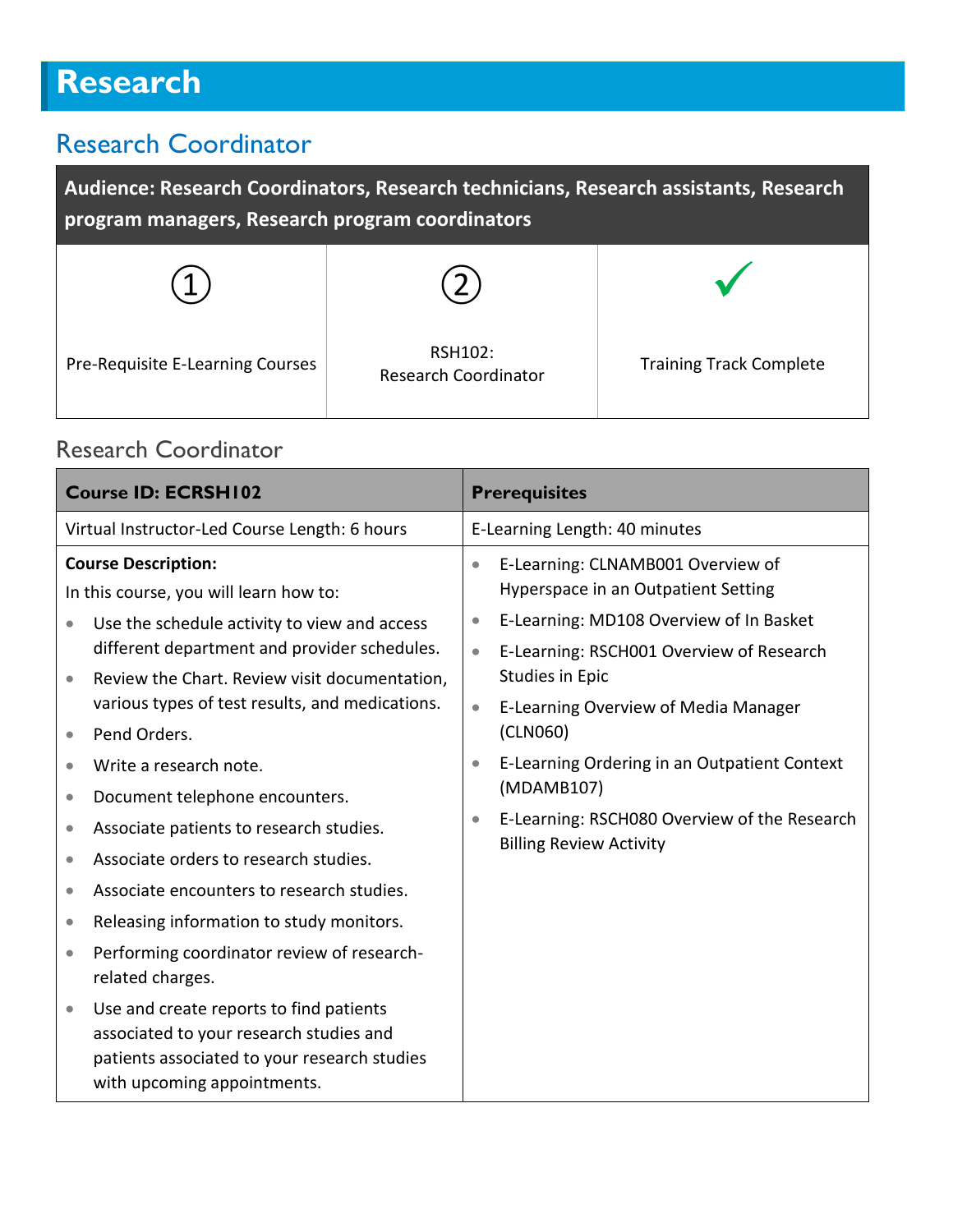# Research

## Research Coordinator

| Audience: Research Coordinators, Research technicians, Research assistants, Research program managers, Research program coordinators | | |
|---|---|---|
| ① | ② | ✓ |
| Pre-Requisite E-Learning Courses | RSH102: Research Coordinator | Training Track Complete |

### Research Coordinator

| Course ID: ECRSH102 | Prerequisites |
|---|---|
| Virtual Instructor-Led Course Length: 6 hours | E-Learning Length: 40 minutes |
| **Course Description:**<br>In this course, you will learn how to:<br>• Use the schedule activity to view and access different department and provider schedules.<br>• Review the Chart. Review visit documentation, various types of test results, and medications.<br>• Pend Orders.<br>• Write a research note.<br>• Document telephone encounters.<br>• Associate patients to research studies.<br>• Associate orders to research studies.<br>• Associate encounters to research studies.<br>• Releasing information to study monitors.<br>• Performing coordinator review of research-related charges.<br>• Use and create reports to find patients associated to your research studies and patients associated to your research studies with upcoming appointments. | • E-Learning: CLNAMB001 Overview of Hyperspace in an Outpatient Setting<br>• E-Learning: MD108 Overview of In Basket<br>• E-Learning: RSCH001 Overview of Research Studies in Epic<br>• E-Learning Overview of Media Manager (CLN060)<br>• E-Learning Ordering in an Outpatient Context (MDAMB107)<br>• E-Learning: RSCH080 Overview of the Research Billing Review Activity |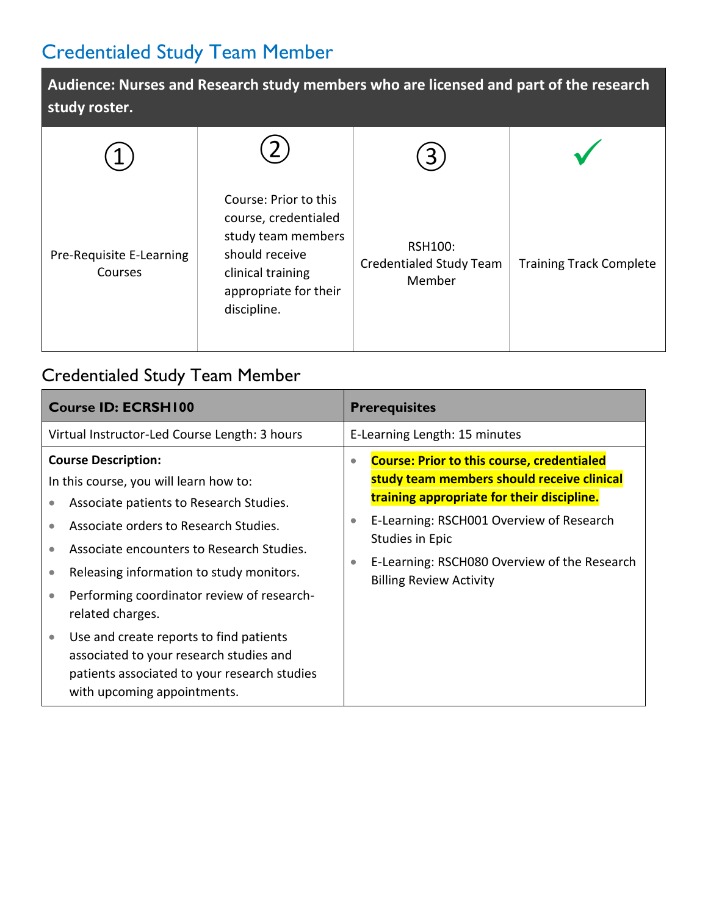## Credentialed Study Team Member

**Audience: Nurses and Research study members who are licensed and part of the research study roster.**

| ① | ② | ③ | ✓ |
|---|---|---|---|
| Pre-Requisite E-Learning Courses | Course: Prior to this course, credentialed study team members should receive clinical training appropriate for their discipline. | RSH100: Credentialed Study Team Member | Training Track Complete |

### Credentialed Study Team Member

| **Course ID: ECRSH100** | **Prerequisites** |
|---|---|
| Virtual Instructor-Led Course Length: 3 hours | E-Learning Length: 15 minutes |
| **Course Description:** In this course, you will learn how to: <br>• Associate patients to Research Studies. <br>• Associate orders to Research Studies. <br>• Associate encounters to Research Studies. <br>• Releasing information to study monitors. <br>• Performing coordinator review of research-related charges. <br>• Use and create reports to find patients associated to your research studies and patients associated to your research studies with upcoming appointments. | • **Course: Prior to this course, credentialed study team members should receive clinical training appropriate for their discipline.** <br>• E-Learning: RSCH001 Overview of Research Studies in Epic <br>• E-Learning: RSCH080 Overview of the Research Billing Review Activity |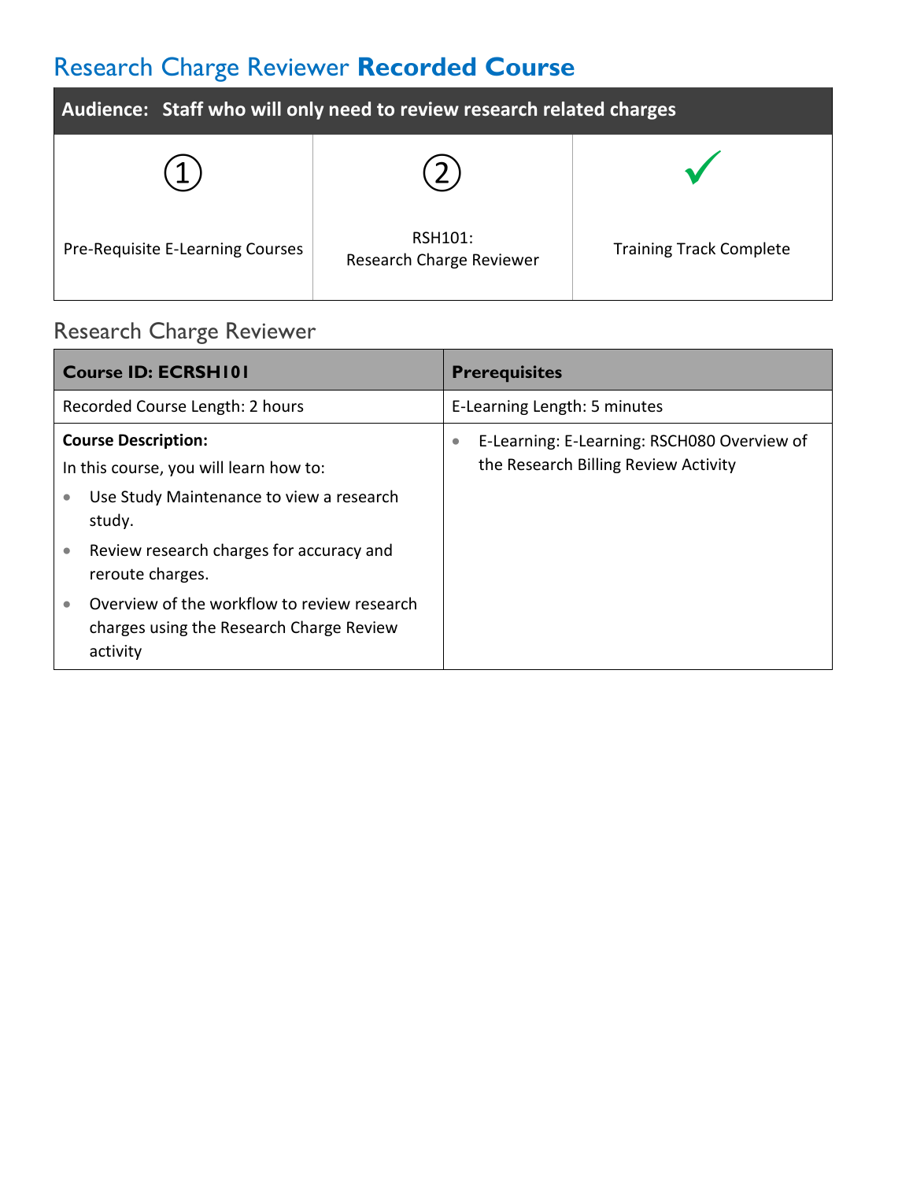# Research Charge Reviewer **Recorded Course**

| Audience: Staff who will only need to review research related charges | | |
|---|---|---|
| ① Pre-Requisite E-Learning Courses | ② RSH101: Research Charge Reviewer | ✓ Training Track Complete |

## Research Charge Reviewer

| **Course ID: ECRSH101** | **Prerequisites** |
|---|---|
| Recorded Course Length: 2 hours | E-Learning Length: 5 minutes |
| **Course Description:** In this course, you will learn how to: <br>• Use Study Maintenance to view a research study. <br>• Review research charges for accuracy and reroute charges. <br>• Overview of the workflow to review research charges using the Research Charge Review activity | • E-Learning: E-Learning: RSCH080 Overview of the Research Billing Review Activity |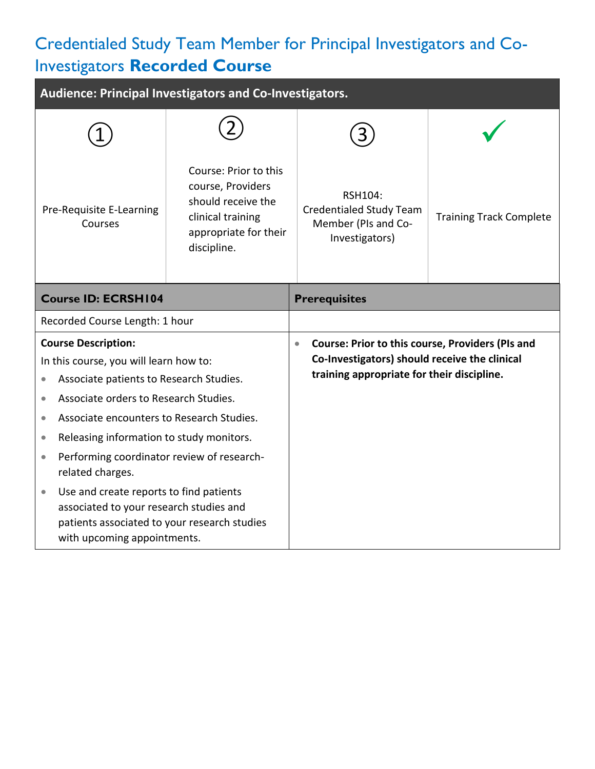# Credentialed Study Team Member for Principal Investigators and Co-Investigators **Recorded Course**

**Audience: Principal Investigators and Co-Investigators.**

| ① | ② | ③ | ✓ |
|---|---|---|---|
| Pre-Requisite E-Learning Courses | Course: Prior to this course, Providers should receive the clinical training appropriate for their discipline. | RSH104: Credentialed Study Team Member (PIs and Co-Investigators) | Training Track Complete |

| **Course ID: ECRSH104** | **Prerequisites** |
|---|---|
| Recorded Course Length: 1 hour | |
| **Course Description:**<br>In this course, you will learn how to:<br>• Associate patients to Research Studies.<br>• Associate orders to Research Studies.<br>• Associate encounters to Research Studies.<br>• Releasing information to study monitors.<br>• Performing coordinator review of research-related charges.<br>• Use and create reports to find patients associated to your research studies and patients associated to your research studies with upcoming appointments. | • **Course: Prior to this course, Providers (PIs and Co-Investigators) should receive the clinical training appropriate for their discipline.** |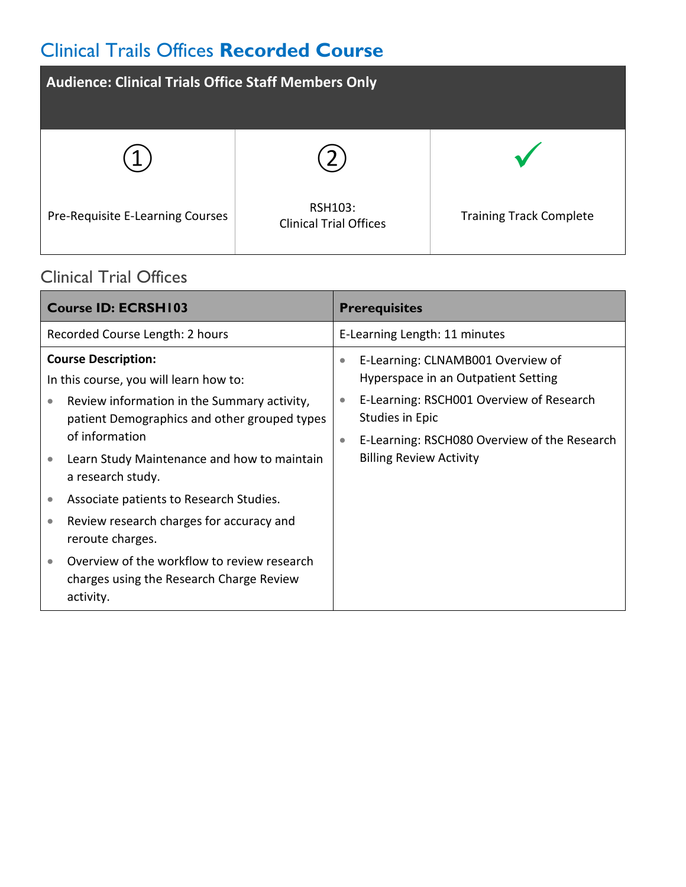# Clinical Trails Offices **Recorded Course**

| **Audience: Clinical Trials Office Staff Members Only** | | |
|---|---|---|
| ① | ② | ✓ |
| Pre-Requisite E-Learning Courses | RSH103:<br>Clinical Trial Offices | Training Track Complete |

## Clinical Trial Offices

| **Course ID: ECRSH103** | **Prerequisites** |
|---|---|
| Recorded Course Length: 2 hours | E-Learning Length: 11 minutes |
| **Course Description:**<br>In this course, you will learn how to:<br>• Review information in the Summary activity, patient Demographics and other grouped types of information<br>• Learn Study Maintenance and how to maintain a research study.<br>• Associate patients to Research Studies.<br>• Review research charges for accuracy and reroute charges.<br>• Overview of the workflow to review research charges using the Research Charge Review activity. | • E-Learning: CLNAMB001 Overview of Hyperspace in an Outpatient Setting<br>• E-Learning: RSCH001 Overview of Research Studies in Epic<br>• E-Learning: RSCH080 Overview of the Research Billing Review Activity |